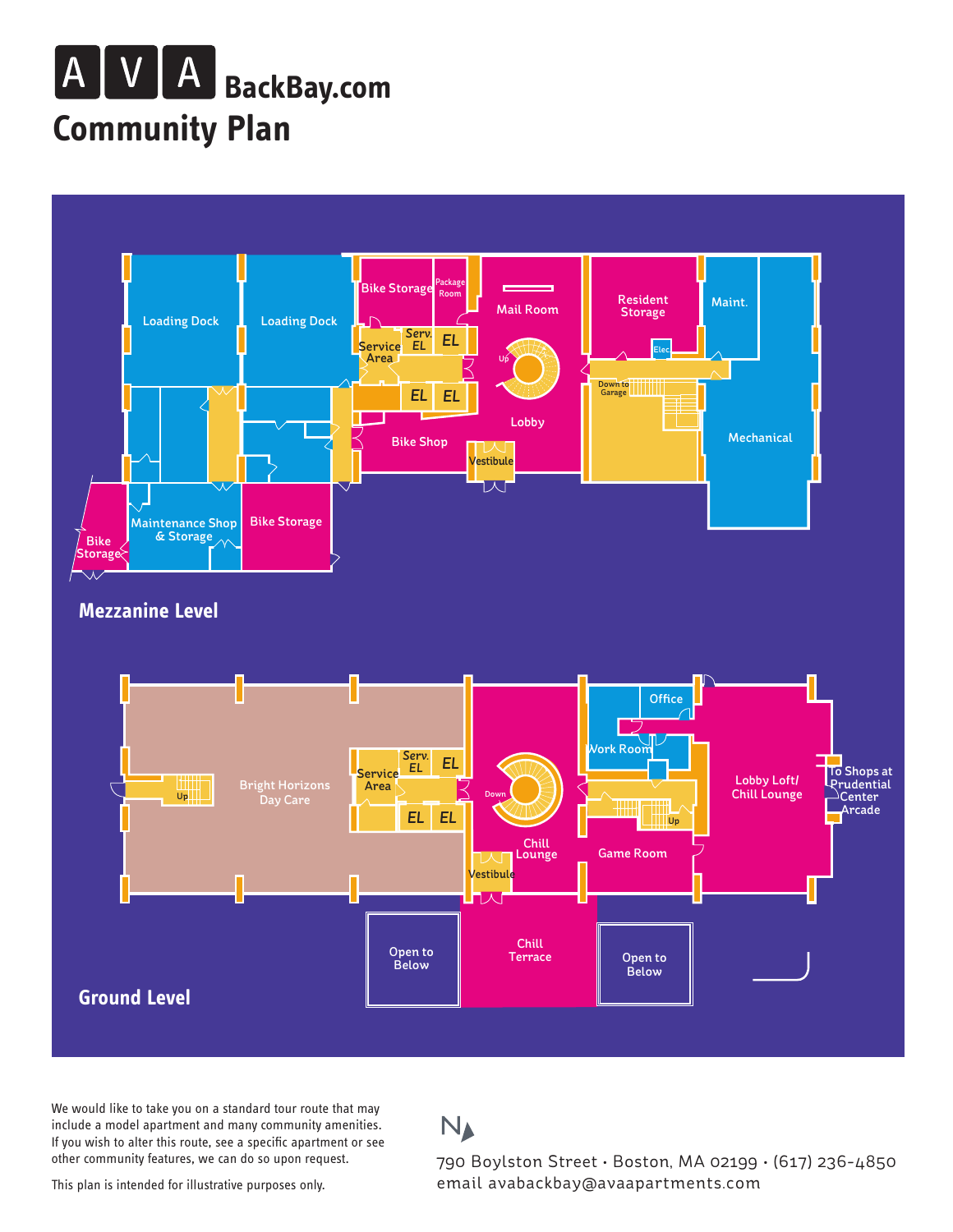# AVA BackBay.com

## Community Plan

### Mezzanine Level

Loading Dock
Loading Dock
Bike Storage
Package Room
Mail Room
Resident Storage
Maint.
Service Area
Serv. EL
EL
EL
EL
Up
Elec
Down to Garage
Lobby
Bike Shop
Vestibule
Mechanical
Maintenance Shop & Storage
Bike Storage
Bike Storage

### Ground Level

Office
Serv. EL
EL
Service Area
Work Room
Up
Bright Horizons Day Care
Down
Lobby Loft/ Chill Lounge
To Shops at Prudential Center Arcade
EL
EL
Up
Chill Lounge
Game Room
Vestibule
Open to Below
Chill Terrace
Open to Below

We would like to take you on a standard tour route that may include a model apartment and many community amenities. If you wish to alter this route, see a specific apartment or see other community features, we can do so upon request.

This plan is intended for illustrative purposes only.

N

790 Boylston Street • Boston, MA 02199 • (617) 236-4850
email avabackbay@avaapartments.com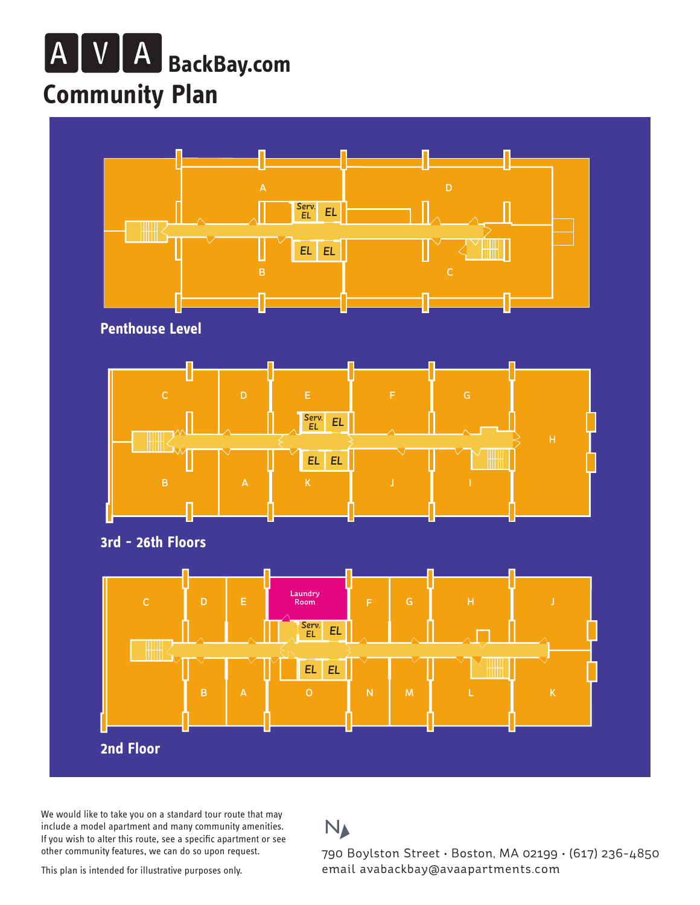# AVA BackBay.com

## Community Plan

Penthouse Level

A
D
Serv. EL
EL
EL
EL
B
C

3rd - 26th Floors

C
D
E
F
G
Serv. EL
EL
EL
EL
H
B
A
K
J
I

2nd Floor

C
D
E
Laundry Room
F
G
H
J
Serv. EL
EL
EL
EL
B
A
O
N
M
L
K

We would like to take you on a standard tour route that may include a model apartment and many community amenities. If you wish to alter this route, see a specific apartment or see other community features, we can do so upon request.

This plan is intended for illustrative purposes only.

N

790 Boylston Street • Boston, MA 02199 • (617) 236-4850
email avabackbay@avaapartments.com